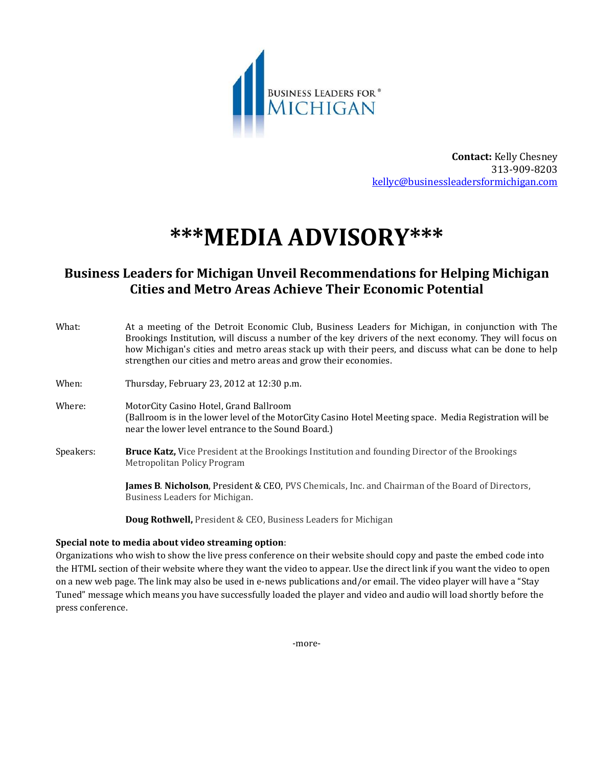BUSINESS LEADERS FOR® MICHIGAN

**Contact:** Kelly Chesney
313-909-8203
kellyc@businessleadersformichigan.com

# ***MEDIA ADVISORY***

## Business Leaders for Michigan Unveil Recommendations for Helping Michigan Cities and Metro Areas Achieve Their Economic Potential

What: At a meeting of the Detroit Economic Club, Business Leaders for Michigan, in conjunction with The Brookings Institution, will discuss a number of the key drivers of the next economy. They will focus on how Michigan's cities and metro areas stack up with their peers, and discuss what can be done to help strengthen our cities and metro areas and grow their economies.

When: Thursday, February 23, 2012 at 12:30 p.m.

Where: MotorCity Casino Hotel, Grand Ballroom
(Ballroom is in the lower level of the MotorCity Casino Hotel Meeting space. Media Registration will be near the lower level entrance to the Sound Board.)

Speakers: **Bruce Katz,** Vice President at the Brookings Institution and founding Director of the Brookings Metropolitan Policy Program

**James B. Nicholson**, President & CEO, PVS Chemicals, Inc. and Chairman of the Board of Directors, Business Leaders for Michigan.

**Doug Rothwell,** President & CEO, Business Leaders for Michigan

**Special note to media about video streaming option**:
Organizations who wish to show the live press conference on their website should copy and paste the embed code into the HTML section of their website where they want the video to appear. Use the direct link if you want the video to open on a new web page. The link may also be used in e-news publications and/or email. The video player will have a "Stay Tuned" message which means you have successfully loaded the player and video and audio will load shortly before the press conference.

-more-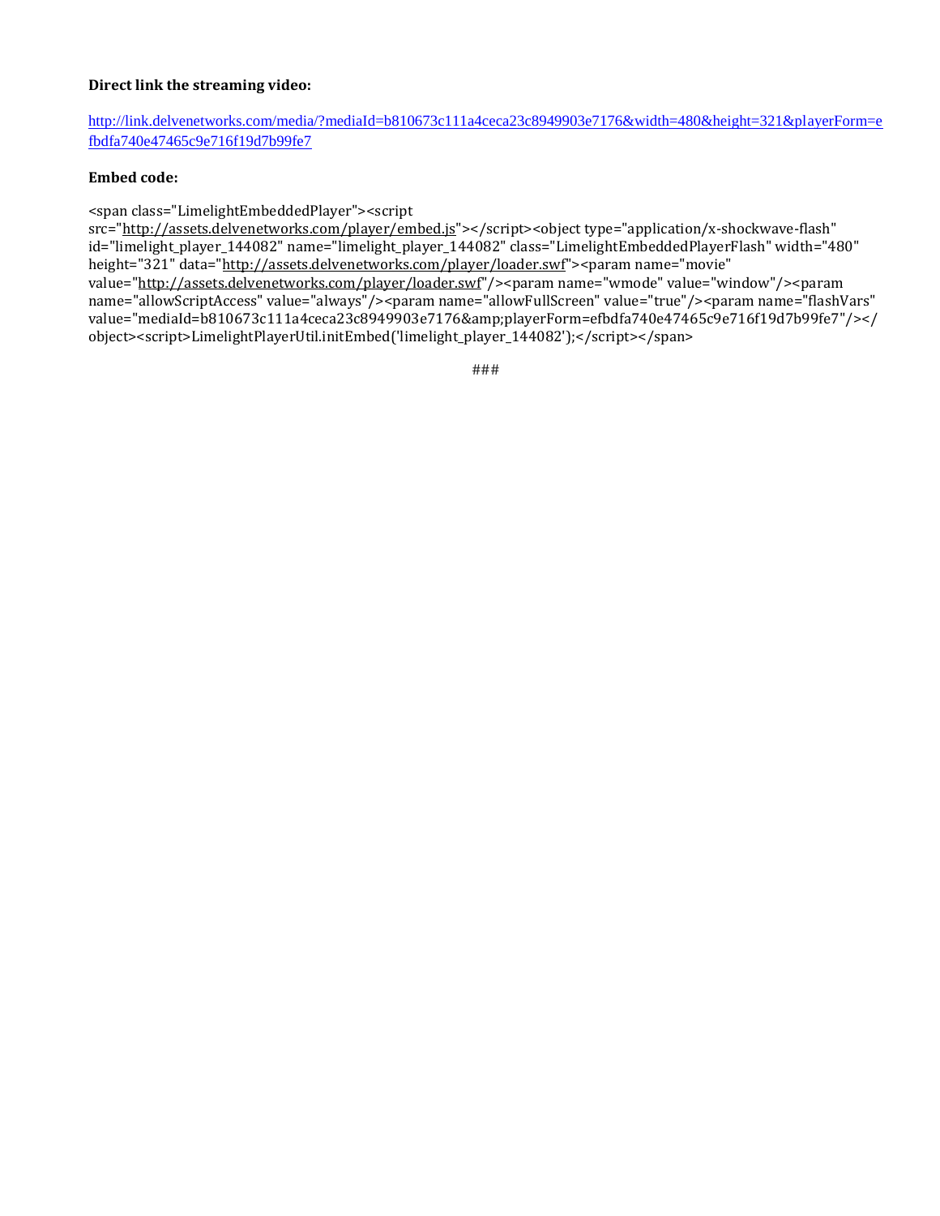**Direct link the streaming video:**

http://link.delvenetworks.com/media/?mediaId=b810673c111a4ceca23c8949903e7176&width=480&height=321&playerForm=efbdfa740e47465c9e716f19d7b99fe7

**Embed code:**

```
<span class="LimelightEmbeddedPlayer"><script src="http://assets.delvenetworks.com/player/embed.js"></script><object type="application/x-shockwave-flash" id="limelight_player_144082" name="limelight_player_144082" class="LimelightEmbeddedPlayerFlash" width="480" height="321" data="http://assets.delvenetworks.com/player/loader.swf"><param name="movie" value="http://assets.delvenetworks.com/player/loader.swf"/><param name="wmode" value="window"/><param name="allowScriptAccess" value="always"/><param name="allowFullScreen" value="true"/><param name="flashVars" value="mediaId=b810673c111a4ceca23c8949903e7176&amp;playerForm=efbdfa740e47465c9e716f19d7b99fe7"/></object><script>LimelightPlayerUtil.initEmbed('limelight_player_144082');</script></span>
```

###